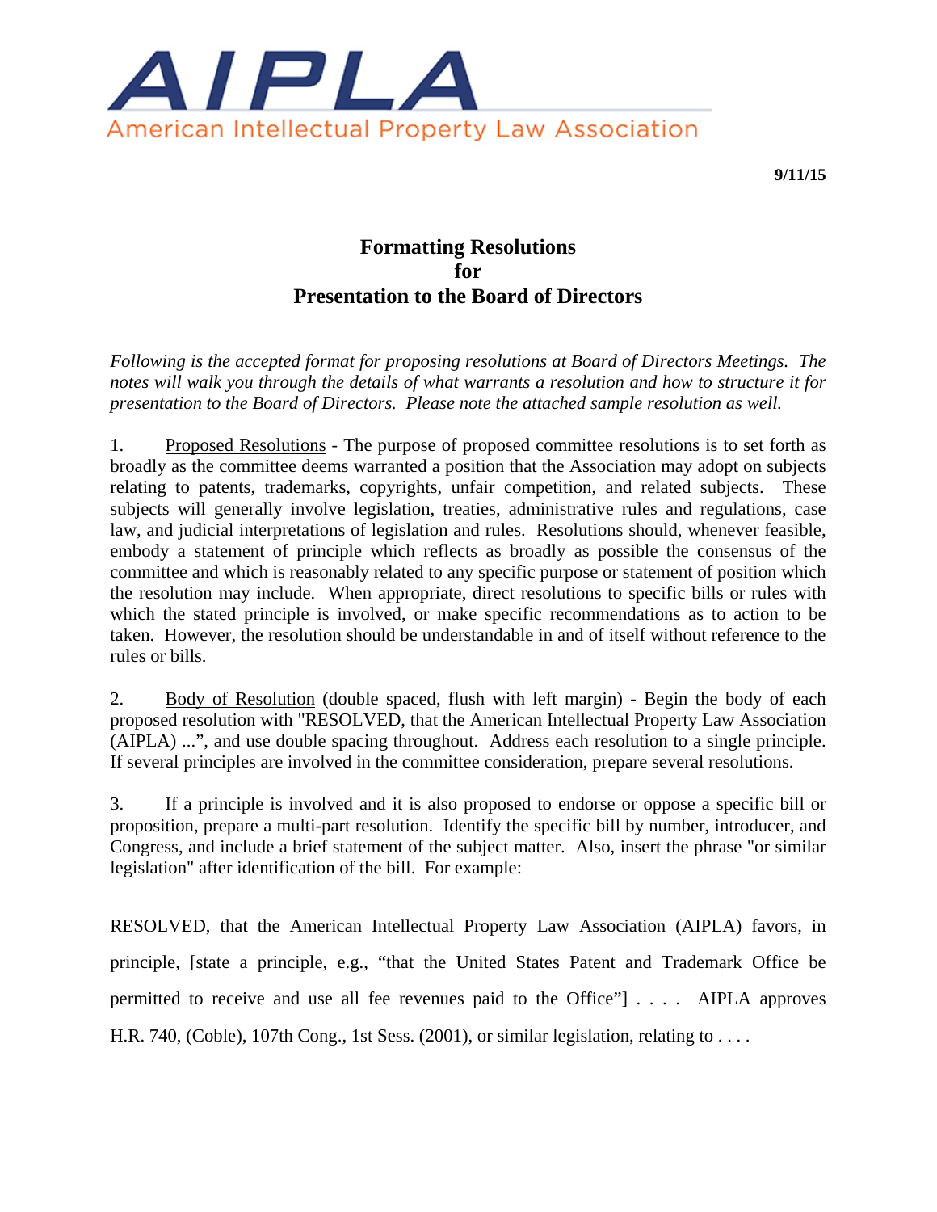AIPLA

American Intellectual Property Law Association

**9/11/15**

# Formatting Resolutions for Presentation to the Board of Directors

*Following is the accepted format for proposing resolutions at Board of Directors Meetings. The notes will walk you through the details of what warrants a resolution and how to structure it for presentation to the Board of Directors. Please note the attached sample resolution as well.*

1. Proposed Resolutions - The purpose of proposed committee resolutions is to set forth as broadly as the committee deems warranted a position that the Association may adopt on subjects relating to patents, trademarks, copyrights, unfair competition, and related subjects. These subjects will generally involve legislation, treaties, administrative rules and regulations, case law, and judicial interpretations of legislation and rules. Resolutions should, whenever feasible, embody a statement of principle which reflects as broadly as possible the consensus of the committee and which is reasonably related to any specific purpose or statement of position which the resolution may include. When appropriate, direct resolutions to specific bills or rules with which the stated principle is involved, or make specific recommendations as to action to be taken. However, the resolution should be understandable in and of itself without reference to the rules or bills.

2. Body of Resolution (double spaced, flush with left margin) - Begin the body of each proposed resolution with "RESOLVED, that the American Intellectual Property Law Association (AIPLA) ...", and use double spacing throughout. Address each resolution to a single principle. If several principles are involved in the committee consideration, prepare several resolutions.

3. If a principle is involved and it is also proposed to endorse or oppose a specific bill or proposition, prepare a multi-part resolution. Identify the specific bill by number, introducer, and Congress, and include a brief statement of the subject matter. Also, insert the phrase "or similar legislation" after identification of the bill. For example:

RESOLVED, that the American Intellectual Property Law Association (AIPLA) favors, in principle, [state a principle, e.g., "that the United States Patent and Trademark Office be permitted to receive and use all fee revenues paid to the Office"] . . . . AIPLA approves H.R. 740, (Coble), 107th Cong., 1st Sess. (2001), or similar legislation, relating to . . . .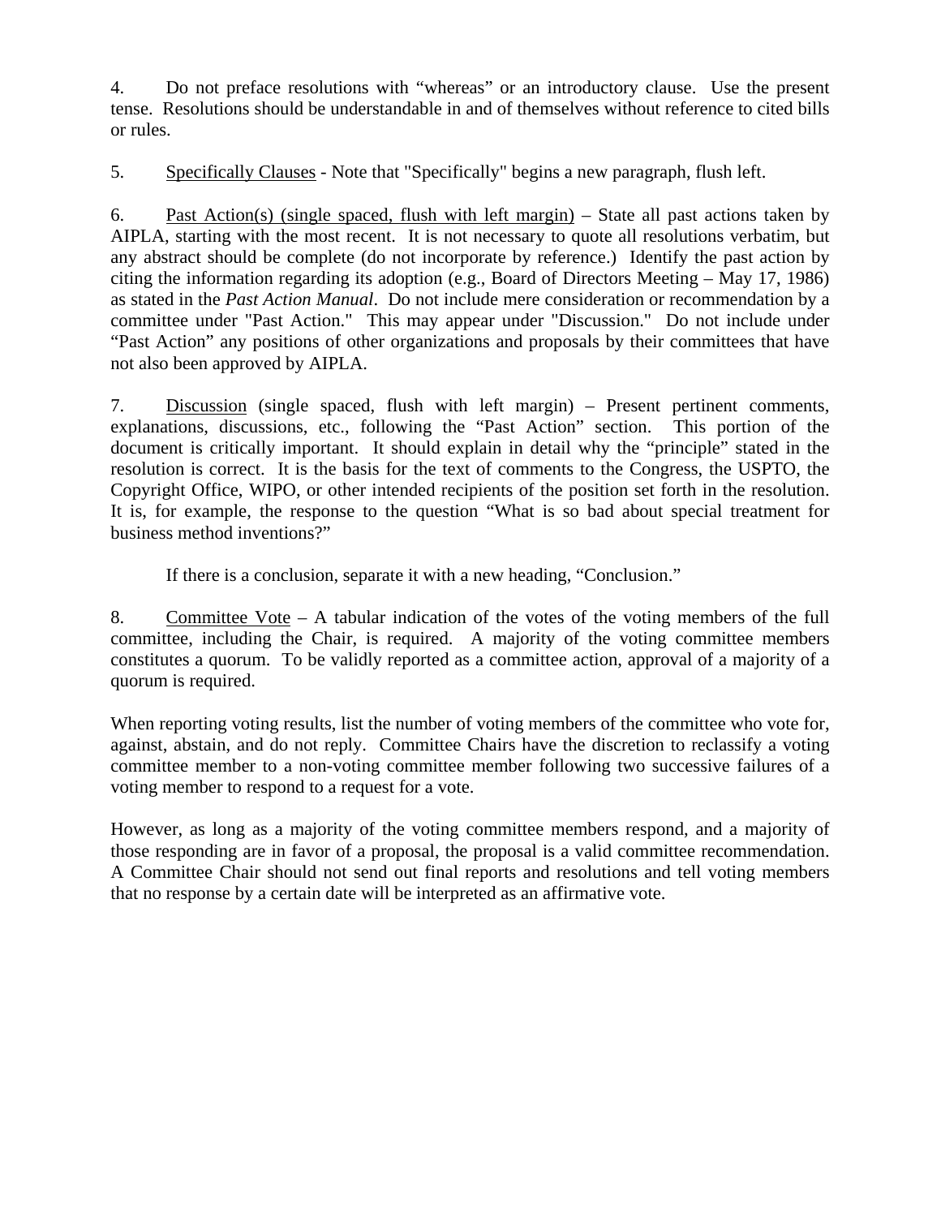4. Do not preface resolutions with "whereas" or an introductory clause. Use the present tense. Resolutions should be understandable in and of themselves without reference to cited bills or rules.

5. <u>Specifically Clauses</u> - Note that "Specifically" begins a new paragraph, flush left.

6. <u>Past Action(s) (single spaced, flush with left margin)</u> – State all past actions taken by AIPLA, starting with the most recent. It is not necessary to quote all resolutions verbatim, but any abstract should be complete (do not incorporate by reference.) Identify the past action by citing the information regarding its adoption (e.g., Board of Directors Meeting – May 17, 1986) as stated in the *Past Action Manual*. Do not include mere consideration or recommendation by a committee under "Past Action." This may appear under "Discussion." Do not include under "Past Action" any positions of other organizations and proposals by their committees that have not also been approved by AIPLA.

7. <u>Discussion</u> (single spaced, flush with left margin) – Present pertinent comments, explanations, discussions, etc., following the "Past Action" section. This portion of the document is critically important. It should explain in detail why the "principle" stated in the resolution is correct. It is the basis for the text of comments to the Congress, the USPTO, the Copyright Office, WIPO, or other intended recipients of the position set forth in the resolution. It is, for example, the response to the question "What is so bad about special treatment for business method inventions?"

If there is a conclusion, separate it with a new heading, "Conclusion."

8. <u>Committee Vote</u> – A tabular indication of the votes of the voting members of the full committee, including the Chair, is required. A majority of the voting committee members constitutes a quorum. To be validly reported as a committee action, approval of a majority of a quorum is required.

When reporting voting results, list the number of voting members of the committee who vote for, against, abstain, and do not reply. Committee Chairs have the discretion to reclassify a voting committee member to a non-voting committee member following two successive failures of a voting member to respond to a request for a vote.

However, as long as a majority of the voting committee members respond, and a majority of those responding are in favor of a proposal, the proposal is a valid committee recommendation. A Committee Chair should not send out final reports and resolutions and tell voting members that no response by a certain date will be interpreted as an affirmative vote.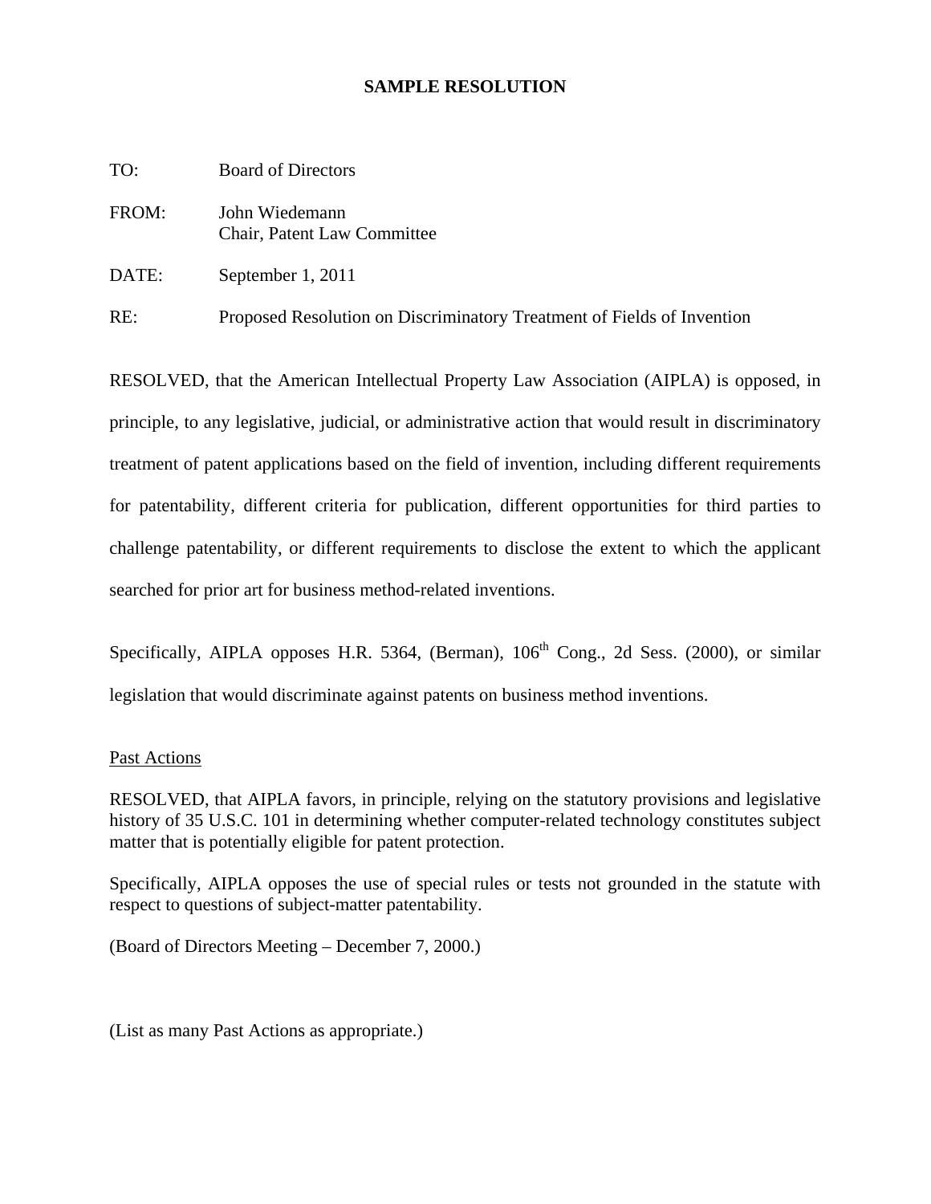**SAMPLE RESOLUTION**

TO: Board of Directors

FROM: John Wiedemann
Chair, Patent Law Committee

DATE: September 1, 2011

RE: Proposed Resolution on Discriminatory Treatment of Fields of Invention

RESOLVED, that the American Intellectual Property Law Association (AIPLA) is opposed, in principle, to any legislative, judicial, or administrative action that would result in discriminatory treatment of patent applications based on the field of invention, including different requirements for patentability, different criteria for publication, different opportunities for third parties to challenge patentability, or different requirements to disclose the extent to which the applicant searched for prior art for business method-related inventions.

Specifically, AIPLA opposes H.R. 5364, (Berman), 106th Cong., 2d Sess. (2000), or similar legislation that would discriminate against patents on business method inventions.

Past Actions

RESOLVED, that AIPLA favors, in principle, relying on the statutory provisions and legislative history of 35 U.S.C. 101 in determining whether computer-related technology constitutes subject matter that is potentially eligible for patent protection.

Specifically, AIPLA opposes the use of special rules or tests not grounded in the statute with respect to questions of subject-matter patentability.

(Board of Directors Meeting – December 7, 2000.)

(List as many Past Actions as appropriate.)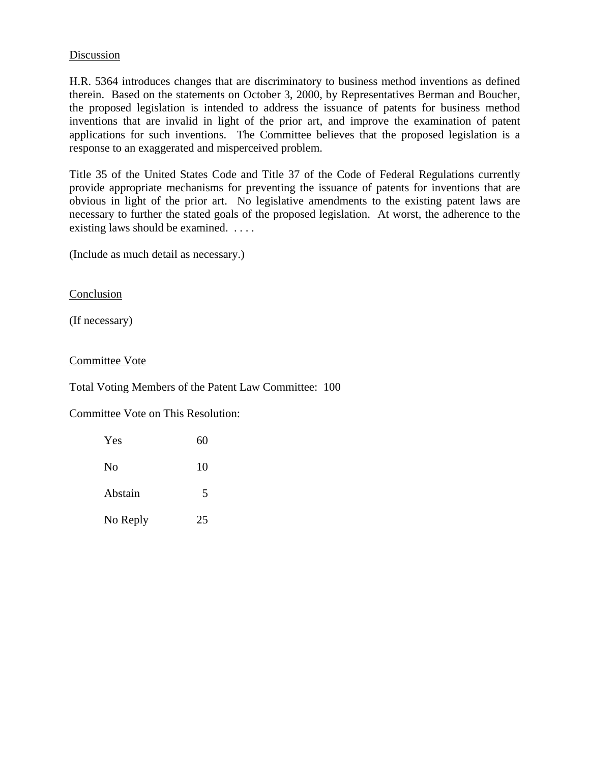Discussion

H.R. 5364 introduces changes that are discriminatory to business method inventions as defined therein. Based on the statements on October 3, 2000, by Representatives Berman and Boucher, the proposed legislation is intended to address the issuance of patents for business method inventions that are invalid in light of the prior art, and improve the examination of patent applications for such inventions. The Committee believes that the proposed legislation is a response to an exaggerated and misperceived problem.

Title 35 of the United States Code and Title 37 of the Code of Federal Regulations currently provide appropriate mechanisms for preventing the issuance of patents for inventions that are obvious in light of the prior art. No legislative amendments to the existing patent laws are necessary to further the stated goals of the proposed legislation. At worst, the adherence to the existing laws should be examined. . . . .

(Include as much detail as necessary.)

Conclusion

(If necessary)

Committee Vote

Total Voting Members of the Patent Law Committee: 100

Committee Vote on This Resolution:

| | |
|---|---|
| Yes | 60 |
| No | 10 |
| Abstain | 5 |
| No Reply | 25 |